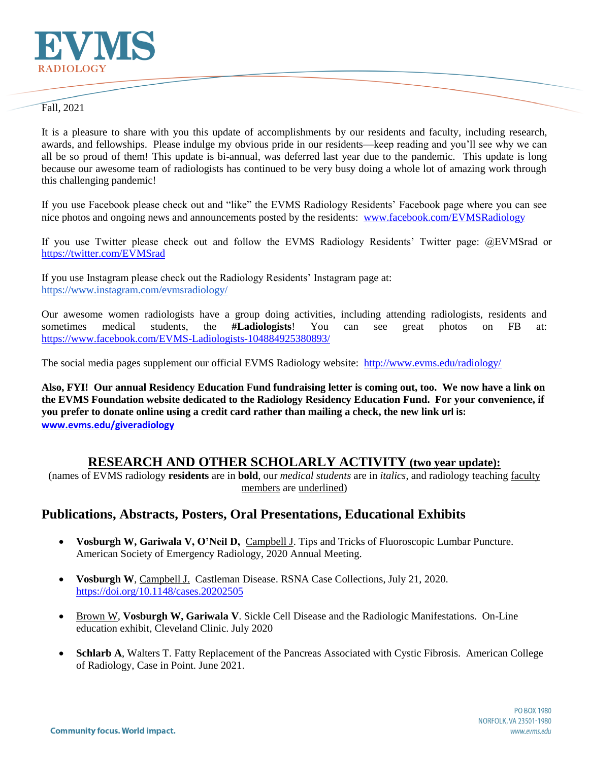# EVMS
RADIOLOGY

Fall, 2021

It is a pleasure to share with you this update of accomplishments by our residents and faculty, including research, awards, and fellowships. Please indulge my obvious pride in our residents—keep reading and you'll see why we can all be so proud of them! This update is bi-annual, was deferred last year due to the pandemic. This update is long because our awesome team of radiologists has continued to be very busy doing a whole lot of amazing work through this challenging pandemic!

If you use Facebook please check out and "like" the EVMS Radiology Residents' Facebook page where you can see nice photos and ongoing news and announcements posted by the residents: [www.facebook.com/EVMSRadiology](www.facebook.com/EVMSRadiology)

If you use Twitter please check out and follow the EVMS Radiology Residents' Twitter page: @EVMSrad or [https://twitter.com/EVMSrad](https://twitter.com/EVMSrad)

If you use Instagram please check out the Radiology Residents' Instagram page at:
[https://www.instagram.com/evmsradiology/](https://www.instagram.com/evmsradiology/)

Our awesome women radiologists have a group doing activities, including attending radiologists, residents and sometimes medical students, the **#Ladiologists**! You can see great photos on FB at: [https://www.facebook.com/EVMS-Ladiologists-104884925380893/](https://www.facebook.com/EVMS-Ladiologists-104884925380893/)

The social media pages supplement our official EVMS Radiology website: [http://www.evms.edu/radiology/](http://www.evms.edu/radiology/)

**Also, FYI! Our annual Residency Education Fund fundraising letter is coming out, too. We now have a link on the EVMS Foundation website dedicated to the Radiology Residency Education Fund. For your convenience, if you prefer to donate online using a credit card rather than mailing a check, the new link url is: [www.evms.edu/giveradiology](www.evms.edu/giveradiology)**

## RESEARCH AND OTHER SCHOLARLY ACTIVITY (two year update):

(names of EVMS radiology **residents** are in **bold**, our *medical students* are in *italics*, and radiology teaching <u>faculty members</u> are <u>underlined</u>)

## Publications, Abstracts, Posters, Oral Presentations, Educational Exhibits

- **Vosburgh W, Gariwala V, O'Neil D**, <u>Campbell J</u>. Tips and Tricks of Fluoroscopic Lumbar Puncture. American Society of Emergency Radiology, 2020 Annual Meeting.

- **Vosburgh W**, <u>Campbell J.</u> Castleman Disease. RSNA Case Collections, July 21, 2020. [https://doi.org/10.1148/cases.20202505](https://doi.org/10.1148/cases.20202505)

- <u>Brown W</u>, **Vosburgh W, Gariwala V**. Sickle Cell Disease and the Radiologic Manifestations. On-Line education exhibit, Cleveland Clinic. July 2020

- **Schlarb A**, Walters T. Fatty Replacement of the Pancreas Associated with Cystic Fibrosis. American College of Radiology, Case in Point. June 2021.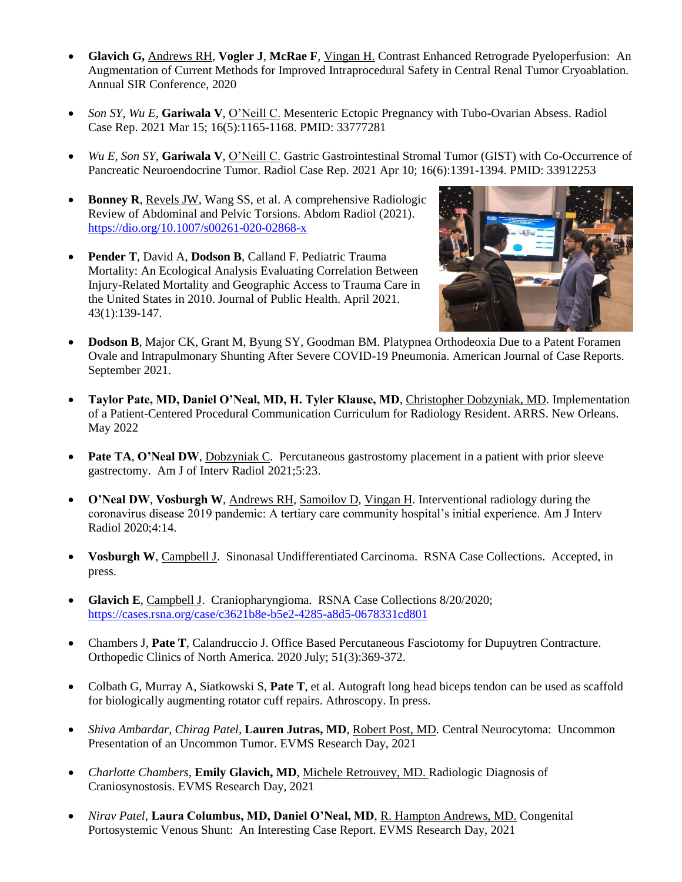- **Glavich G,** <u>Andrews RH</u>, **Vogler J**, **McRae F**, <u>Vingan H.</u> Contrast Enhanced Retrograde Pyeloperfusion: An Augmentation of Current Methods for Improved Intraprocedural Safety in Central Renal Tumor Cryoablation. Annual SIR Conference, 2020

- *Son SY, Wu E*, **Gariwala V**, <u>O'Neill C.</u> Mesenteric Ectopic Pregnancy with Tubo-Ovarian Absess. Radiol Case Rep. 2021 Mar 15; 16(5):1165-1168. PMID: 33777281

- *Wu E, Son SY*, **Gariwala V**, <u>O'Neill C.</u> Gastric Gastrointestinal Stromal Tumor (GIST) with Co-Occurrence of Pancreatic Neuroendocrine Tumor. Radiol Case Rep. 2021 Apr 10; 16(6):1391-1394. PMID: 33912253

- **Bonney R**, <u>Revels JW</u>, Wang SS, et al. A comprehensive Radiologic Review of Abdominal and Pelvic Torsions. Abdom Radiol (2021). https://dio.org/10.1007/s00261-020-02868-x

- **Pender T**, David A, **Dodson B**, Calland F. Pediatric Trauma Mortality: An Ecological Analysis Evaluating Correlation Between Injury-Related Mortality and Geographic Access to Trauma Care in the United States in 2010. Journal of Public Health. April 2021. 43(1):139-147.

- **Dodson B**, Major CK, Grant M, Byung SY, Goodman BM. Platypnea Orthodeoxia Due to a Patent Foramen Ovale and Intrapulmonary Shunting After Severe COVID-19 Pneumonia. American Journal of Case Reports. September 2021.

- **Taylor Pate, MD, Daniel O'Neal, MD, H. Tyler Klause, MD**, <u>Christopher Dobzyniak, MD</u>. Implementation of a Patient-Centered Procedural Communication Curriculum for Radiology Resident. ARRS. New Orleans. May 2022

- **Pate TA**, **O'Neal DW**, <u>Dobzyniak C</u>. Percutaneous gastrostomy placement in a patient with prior sleeve gastrectomy. Am J of Interv Radiol 2021;5:23.

- **O'Neal DW**, **Vosburgh W**, <u>Andrews RH</u>, <u>Samoilov D</u>, <u>Vingan H</u>. Interventional radiology during the coronavirus disease 2019 pandemic: A tertiary care community hospital's initial experience. Am J Interv Radiol 2020;4:14.

- **Vosburgh W**, <u>Campbell J</u>. Sinonasal Undifferentiated Carcinoma. RSNA Case Collections. Accepted, in press.

- **Glavich E**, <u>Campbell J</u>. Craniopharyngioma. RSNA Case Collections 8/20/2020; https://cases.rsna.org/case/c3621b8e-b5e2-4285-a8d5-0678331cd801

- Chambers J, **Pate T**, Calandruccio J. Office Based Percutaneous Fasciotomy for Dupuytren Contracture. Orthopedic Clinics of North America. 2020 July; 51(3):369-372.

- Colbath G, Murray A, Siatkowski S, **Pate T**, et al. Autograft long head biceps tendon can be used as scaffold for biologically augmenting rotator cuff repairs. Athroscopy. In press.

- *Shiva Ambardar, Chirag Patel*, **Lauren Jutras, MD**, <u>Robert Post, MD</u>. Central Neurocytoma: Uncommon Presentation of an Uncommon Tumor. EVMS Research Day, 2021

- *Charlotte Chambers*, **Emily Glavich, MD**, <u>Michele Retrouvey, MD.</u> Radiologic Diagnosis of Craniosynostosis. EVMS Research Day, 2021

- *Nirav Patel*, **Laura Columbus, MD, Daniel O'Neal, MD**, <u>R. Hampton Andrews, MD.</u> Congenital Portosystemic Venous Shunt: An Interesting Case Report. EVMS Research Day, 2021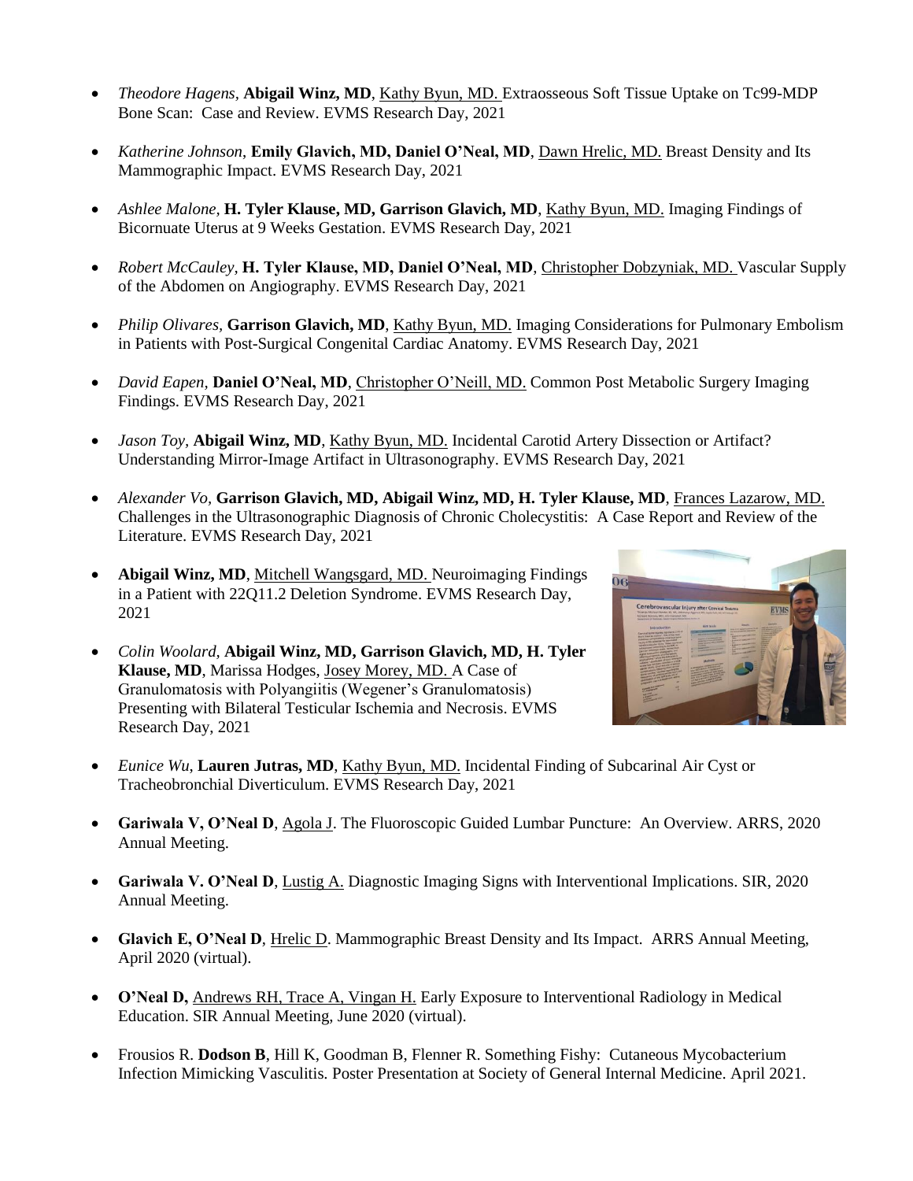- *Theodore Hagens,* **Abigail Winz, MD**, Kathy Byun, MD. Extraosseous Soft Tissue Uptake on Tc99-MDP Bone Scan: Case and Review. EVMS Research Day, 2021

- *Katherine Johnson,* **Emily Glavich, MD, Daniel O'Neal, MD**, Dawn Hrelic, MD. Breast Density and Its Mammographic Impact. EVMS Research Day, 2021

- *Ashlee Malone,* **H. Tyler Klause, MD, Garrison Glavich, MD**, Kathy Byun, MD. Imaging Findings of Bicornuate Uterus at 9 Weeks Gestation. EVMS Research Day, 2021

- *Robert McCauley,* **H. Tyler Klause, MD, Daniel O'Neal, MD**, Christopher Dobzyniak, MD. Vascular Supply of the Abdomen on Angiography. EVMS Research Day, 2021

- *Philip Olivares,* **Garrison Glavich, MD**, Kathy Byun, MD. Imaging Considerations for Pulmonary Embolism in Patients with Post-Surgical Congenital Cardiac Anatomy. EVMS Research Day, 2021

- *David Eapen,* **Daniel O'Neal, MD**, Christopher O'Neill, MD. Common Post Metabolic Surgery Imaging Findings. EVMS Research Day, 2021

- *Jason Toy,* **Abigail Winz, MD**, Kathy Byun, MD. Incidental Carotid Artery Dissection or Artifact? Understanding Mirror-Image Artifact in Ultrasonography. EVMS Research Day, 2021

- *Alexander Vo,* **Garrison Glavich, MD, Abigail Winz, MD, H. Tyler Klause, MD**, Frances Lazarow, MD. Challenges in the Ultrasonographic Diagnosis of Chronic Cholecystitis: A Case Report and Review of the Literature. EVMS Research Day, 2021

- **Abigail Winz, MD**, Mitchell Wangsgard, MD. Neuroimaging Findings in a Patient with 22Q11.2 Deletion Syndrome. EVMS Research Day, 2021

- *Colin Woolard,* **Abigail Winz, MD, Garrison Glavich, MD, H. Tyler Klause, MD**, Marissa Hodges, Josey Morey, MD. A Case of Granulomatosis with Polyangiitis (Wegener's Granulomatosis) Presenting with Bilateral Testicular Ischemia and Necrosis. EVMS Research Day, 2021

- *Eunice Wu,* **Lauren Jutras, MD**, Kathy Byun, MD. Incidental Finding of Subcarinal Air Cyst or Tracheobronchial Diverticulum. EVMS Research Day, 2021

- **Gariwala V, O'Neal D**, Agola J. The Fluoroscopic Guided Lumbar Puncture: An Overview. ARRS, 2020 Annual Meeting.

- **Gariwala V. O'Neal D**, Lustig A. Diagnostic Imaging Signs with Interventional Implications. SIR, 2020 Annual Meeting.

- **Glavich E, O'Neal D**, Hrelic D. Mammographic Breast Density and Its Impact. ARRS Annual Meeting, April 2020 (virtual).

- **O'Neal D,** Andrews RH, Trace A, Vingan H. Early Exposure to Interventional Radiology in Medical Education. SIR Annual Meeting, June 2020 (virtual).

- Frousios R. **Dodson B**, Hill K, Goodman B, Flenner R. Something Fishy: Cutaneous Mycobacterium Infection Mimicking Vasculitis. Poster Presentation at Society of General Internal Medicine. April 2021.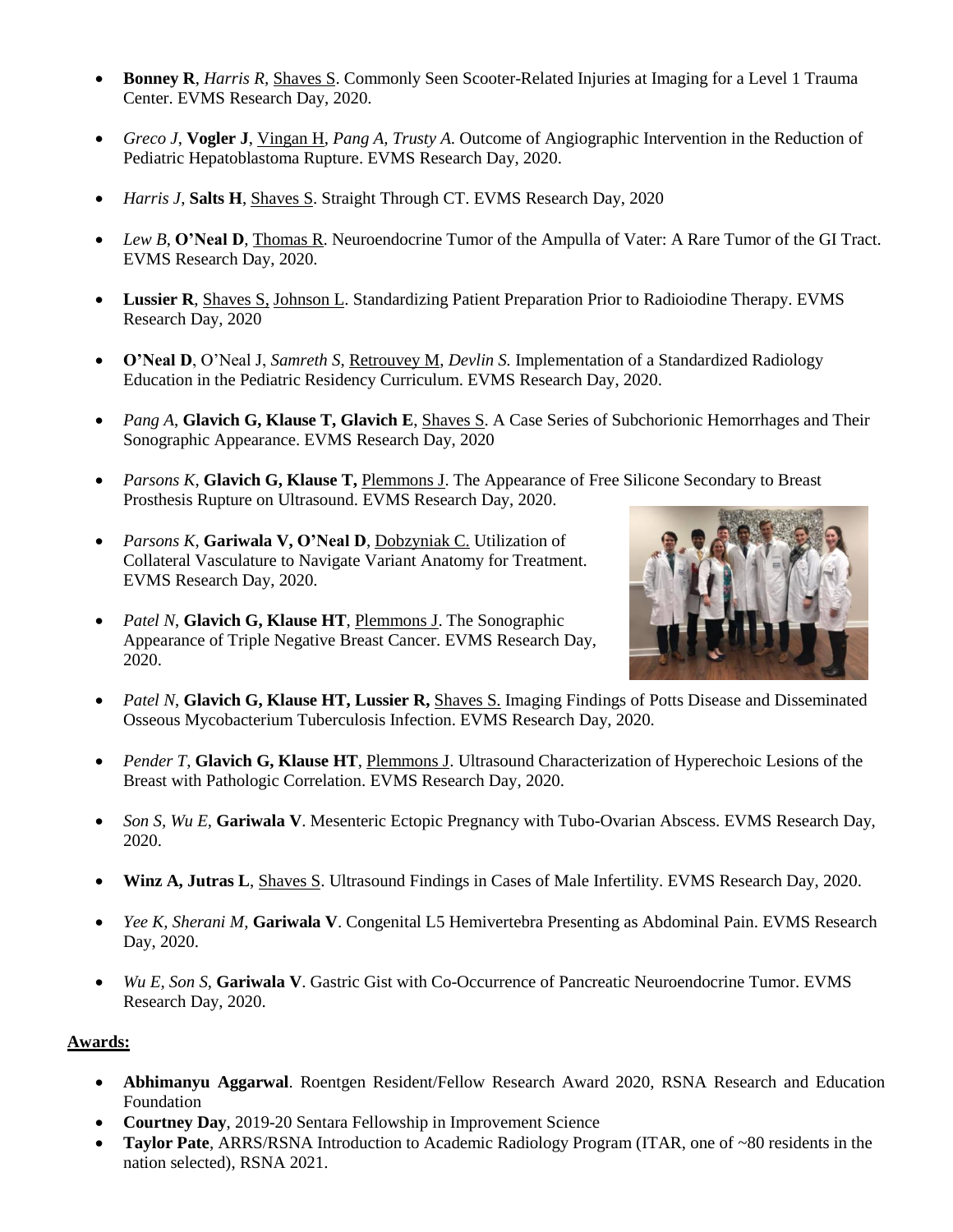- **Bonney R**, *Harris R*, <u>Shaves S</u>. Commonly Seen Scooter-Related Injuries at Imaging for a Level 1 Trauma Center. EVMS Research Day, 2020.

- *Greco J*, **Vogler J**, <u>Vingan H</u>, *Pang A*, *Trusty A*. Outcome of Angiographic Intervention in the Reduction of Pediatric Hepatoblastoma Rupture. EVMS Research Day, 2020.

- *Harris J*, **Salts H**, <u>Shaves S</u>. Straight Through CT. EVMS Research Day, 2020

- *Lew B*, **O'Neal D**, <u>Thomas R</u>. Neuroendocrine Tumor of the Ampulla of Vater: A Rare Tumor of the GI Tract. EVMS Research Day, 2020.

- **Lussier R**, <u>Shaves S</u>, <u>Johnson L</u>. Standardizing Patient Preparation Prior to Radioiodine Therapy. EVMS Research Day, 2020

- **O'Neal D**, O'Neal J, *Samreth S*, <u>Retrouvey M</u>, *Devlin S*. Implementation of a Standardized Radiology Education in the Pediatric Residency Curriculum. EVMS Research Day, 2020.

- *Pang A*, **Glavich G, Klause T, Glavich E**, <u>Shaves S</u>. A Case Series of Subchorionic Hemorrhages and Their Sonographic Appearance. EVMS Research Day, 2020

- *Parsons K*, **Glavich G, Klause T,** <u>Plemmons J</u>. The Appearance of Free Silicone Secondary to Breast Prosthesis Rupture on Ultrasound. EVMS Research Day, 2020.

- *Parsons K*, **Gariwala V, O'Neal D**, <u>Dobzyniak C.</u> Utilization of Collateral Vasculature to Navigate Variant Anatomy for Treatment. EVMS Research Day, 2020.

- *Patel N*, **Glavich G, Klause HT**, <u>Plemmons J</u>. The Sonographic Appearance of Triple Negative Breast Cancer. EVMS Research Day, 2020.

- *Patel N*, **Glavich G, Klause HT, Lussier R,** <u>Shaves S.</u> Imaging Findings of Potts Disease and Disseminated Osseous Mycobacterium Tuberculosis Infection. EVMS Research Day, 2020.

- *Pender T*, **Glavich G, Klause HT**, <u>Plemmons J</u>. Ultrasound Characterization of Hyperechoic Lesions of the Breast with Pathologic Correlation. EVMS Research Day, 2020.

- *Son S*, *Wu E*, **Gariwala V**. Mesenteric Ectopic Pregnancy with Tubo-Ovarian Abscess. EVMS Research Day, 2020.

- **Winz A, Jutras L**, <u>Shaves S</u>. Ultrasound Findings in Cases of Male Infertility. EVMS Research Day, 2020.

- *Yee K*, *Sherani M*, **Gariwala V**. Congenital L5 Hemivertebra Presenting as Abdominal Pain. EVMS Research Day, 2020.

- *Wu E*, *Son S*, **Gariwala V**. Gastric Gist with Co-Occurrence of Pancreatic Neuroendocrine Tumor. EVMS Research Day, 2020.

## <u>Awards:</u>

- **Abhimanyu Aggarwal**. Roentgen Resident/Fellow Research Award 2020, RSNA Research and Education Foundation
- **Courtney Day**, 2019-20 Sentara Fellowship in Improvement Science
- **Taylor Pate**, ARRS/RSNA Introduction to Academic Radiology Program (ITAR, one of ~80 residents in the nation selected), RSNA 2021.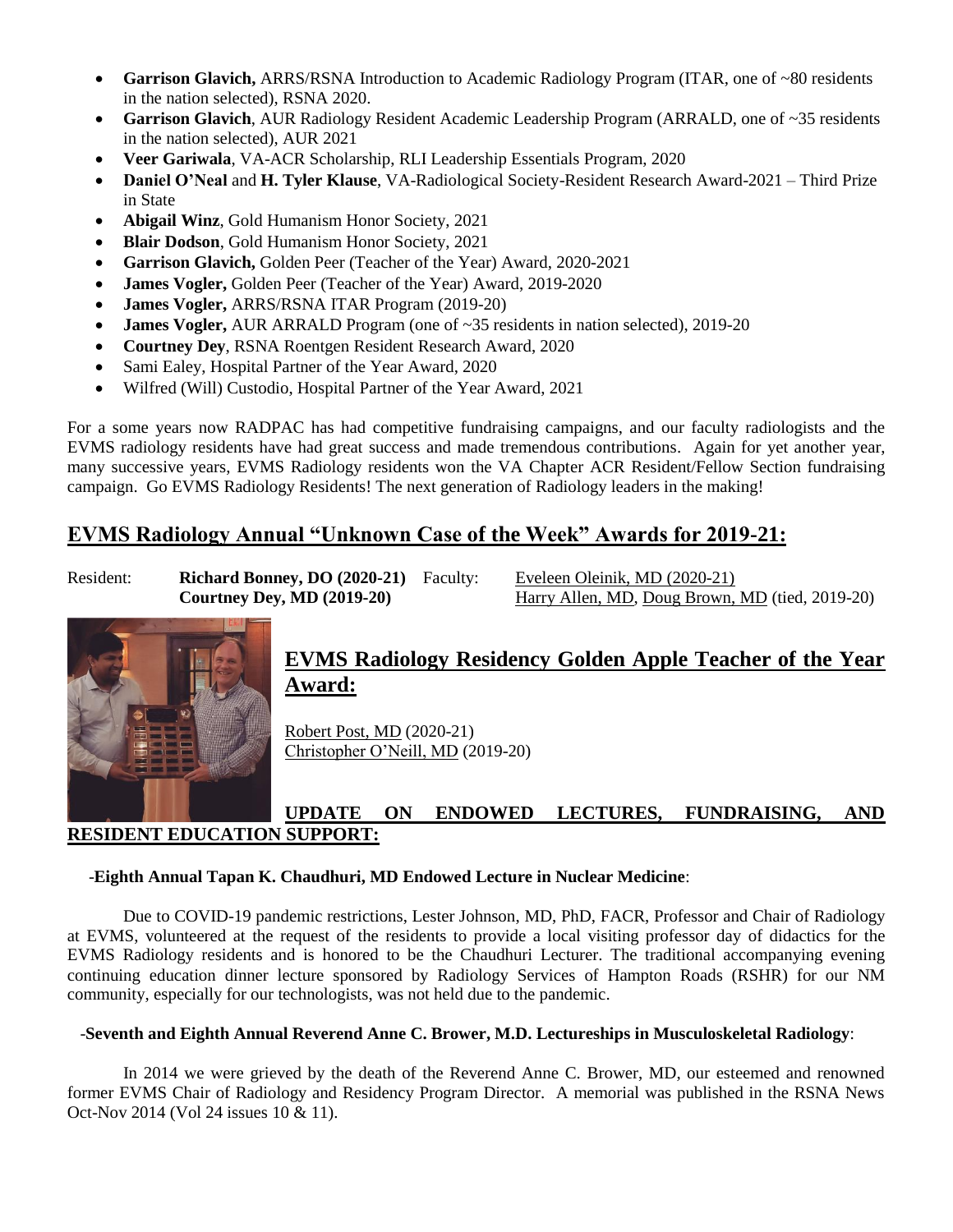- **Garrison Glavich,** ARRS/RSNA Introduction to Academic Radiology Program (ITAR, one of ~80 residents in the nation selected), RSNA 2020.
- **Garrison Glavich**, AUR Radiology Resident Academic Leadership Program (ARRALD, one of ~35 residents in the nation selected), AUR 2021
- **Veer Gariwala**, VA-ACR Scholarship, RLI Leadership Essentials Program, 2020
- **Daniel O'Neal** and **H. Tyler Klause**, VA-Radiological Society-Resident Research Award-2021 – Third Prize in State
- **Abigail Winz**, Gold Humanism Honor Society, 2021
- **Blair Dodson**, Gold Humanism Honor Society, 2021
- **Garrison Glavich,** Golden Peer (Teacher of the Year) Award, 2020-2021
- **James Vogler,** Golden Peer (Teacher of the Year) Award, 2019-2020
- **James Vogler,** ARRS/RSNA ITAR Program (2019-20)
- **James Vogler,** AUR ARRALD Program (one of ~35 residents in nation selected), 2019-20
- **Courtney Dey**, RSNA Roentgen Resident Research Award, 2020
- Sami Ealey, Hospital Partner of the Year Award, 2020
- Wilfred (Will) Custodio, Hospital Partner of the Year Award, 2021

For a some years now RADPAC has had competitive fundraising campaigns, and our faculty radiologists and the EVMS radiology residents have had great success and made tremendous contributions. Again for yet another year, many successive years, EVMS Radiology residents won the VA Chapter ACR Resident/Fellow Section fundraising campaign. Go EVMS Radiology Residents! The next generation of Radiology leaders in the making!

## EVMS Radiology Annual "Unknown Case of the Week" Awards for 2019-21:

Resident: **Richard Bonney, DO (2020-21)** Faculty: Eveleen Oleinik, MD (2020-21)

**Courtney Dey, MD (2019-20)** Harry Allen, MD, Doug Brown, MD (tied, 2019-20)

## EVMS Radiology Residency Golden Apple Teacher of the Year Award:

Robert Post, MD (2020-21)
Christopher O'Neill, MD (2019-20)

## UPDATE ON ENDOWED LECTURES, FUNDRAISING, AND RESIDENT EDUCATION SUPPORT:

-**Eighth Annual Tapan K. Chaudhuri, MD Endowed Lecture in Nuclear Medicine**:

Due to COVID-19 pandemic restrictions, Lester Johnson, MD, PhD, FACR, Professor and Chair of Radiology at EVMS, volunteered at the request of the residents to provide a local visiting professor day of didactics for the EVMS Radiology residents and is honored to be the Chaudhuri Lecturer. The traditional accompanying evening continuing education dinner lecture sponsored by Radiology Services of Hampton Roads (RSHR) for our NM community, especially for our technologists, was not held due to the pandemic.

-**Seventh and Eighth Annual Reverend Anne C. Brower, M.D. Lectureships in Musculoskeletal Radiology**:

In 2014 we were grieved by the death of the Reverend Anne C. Brower, MD, our esteemed and renowned former EVMS Chair of Radiology and Residency Program Director. A memorial was published in the RSNA News Oct-Nov 2014 (Vol 24 issues 10 & 11).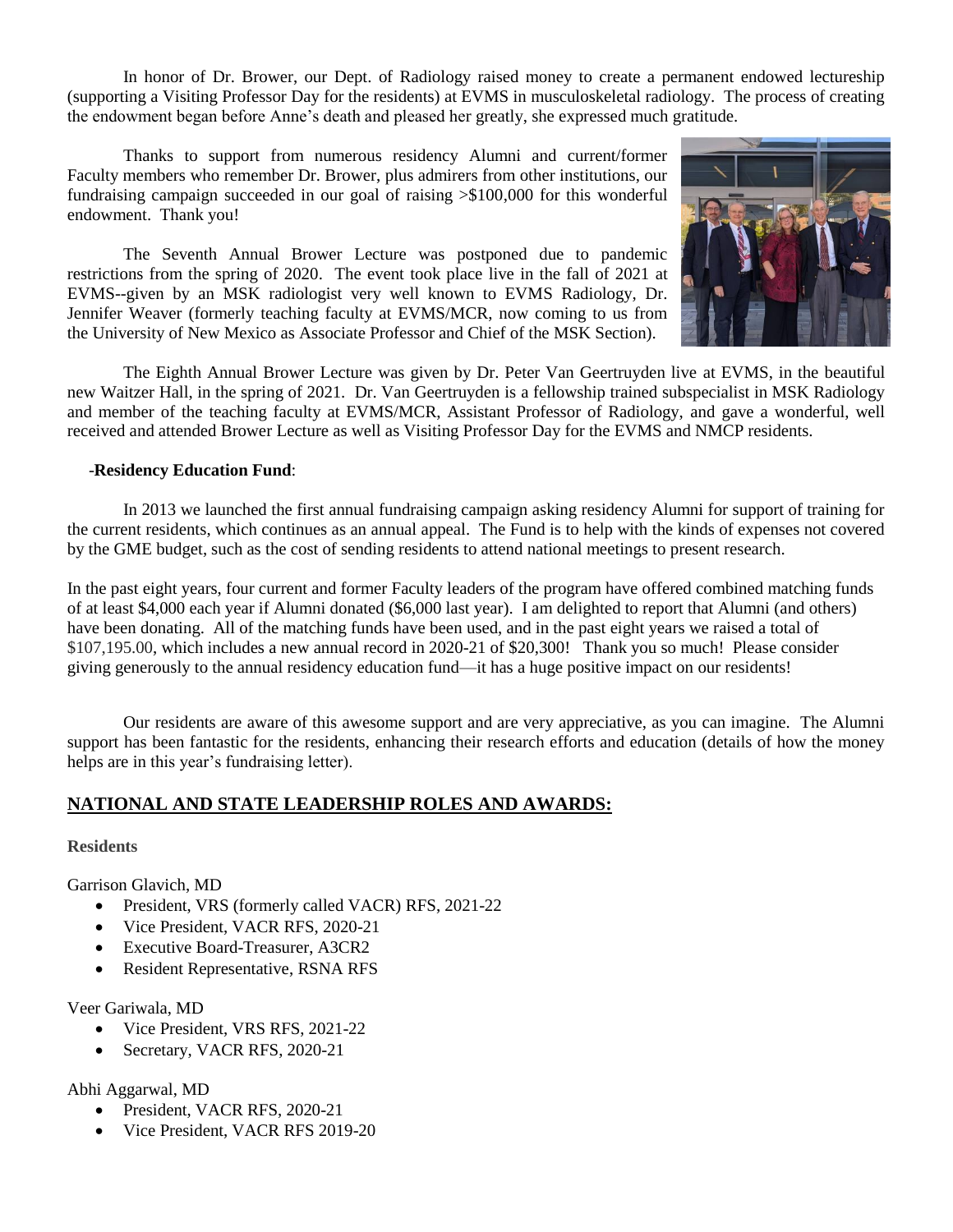In honor of Dr. Brower, our Dept. of Radiology raised money to create a permanent endowed lectureship (supporting a Visiting Professor Day for the residents) at EVMS in musculoskeletal radiology. The process of creating the endowment began before Anne's death and pleased her greatly, she expressed much gratitude.

Thanks to support from numerous residency Alumni and current/former Faculty members who remember Dr. Brower, plus admirers from other institutions, our fundraising campaign succeeded in our goal of raising >$100,000 for this wonderful endowment. Thank you!

The Seventh Annual Brower Lecture was postponed due to pandemic restrictions from the spring of 2020. The event took place live in the fall of 2021 at EVMS--given by an MSK radiologist very well known to EVMS Radiology, Dr. Jennifer Weaver (formerly teaching faculty at EVMS/MCR, now coming to us from the University of New Mexico as Associate Professor and Chief of the MSK Section).

The Eighth Annual Brower Lecture was given by Dr. Peter Van Geertruyden live at EVMS, in the beautiful new Waitzer Hall, in the spring of 2021. Dr. Van Geertruyden is a fellowship trained subspecialist in MSK Radiology and member of the teaching faculty at EVMS/MCR, Assistant Professor of Radiology, and gave a wonderful, well received and attended Brower Lecture as well as Visiting Professor Day for the EVMS and NMCP residents.

-**Residency Education Fund**:

In 2013 we launched the first annual fundraising campaign asking residency Alumni for support of training for the current residents, which continues as an annual appeal. The Fund is to help with the kinds of expenses not covered by the GME budget, such as the cost of sending residents to attend national meetings to present research.

In the past eight years, four current and former Faculty leaders of the program have offered combined matching funds of at least $4,000 each year if Alumni donated ($6,000 last year). I am delighted to report that Alumni (and others) have been donating. All of the matching funds have been used, and in the past eight years we raised a total of $107,195.00, which includes a new annual record in 2020-21 of $20,300! Thank you so much! Please consider giving generously to the annual residency education fund—it has a huge positive impact on our residents!

Our residents are aware of this awesome support and are very appreciative, as you can imagine. The Alumni support has been fantastic for the residents, enhancing their research efforts and education (details of how the money helps are in this year's fundraising letter).

## NATIONAL AND STATE LEADERSHIP ROLES AND AWARDS:

**Residents**

Garrison Glavich, MD

- President, VRS (formerly called VACR) RFS, 2021-22
- Vice President, VACR RFS, 2020-21
- Executive Board-Treasurer, A3CR2
- Resident Representative, RSNA RFS

Veer Gariwala, MD

- Vice President, VRS RFS, 2021-22
- Secretary, VACR RFS, 2020-21

Abhi Aggarwal, MD

- President, VACR RFS, 2020-21
- Vice President, VACR RFS 2019-20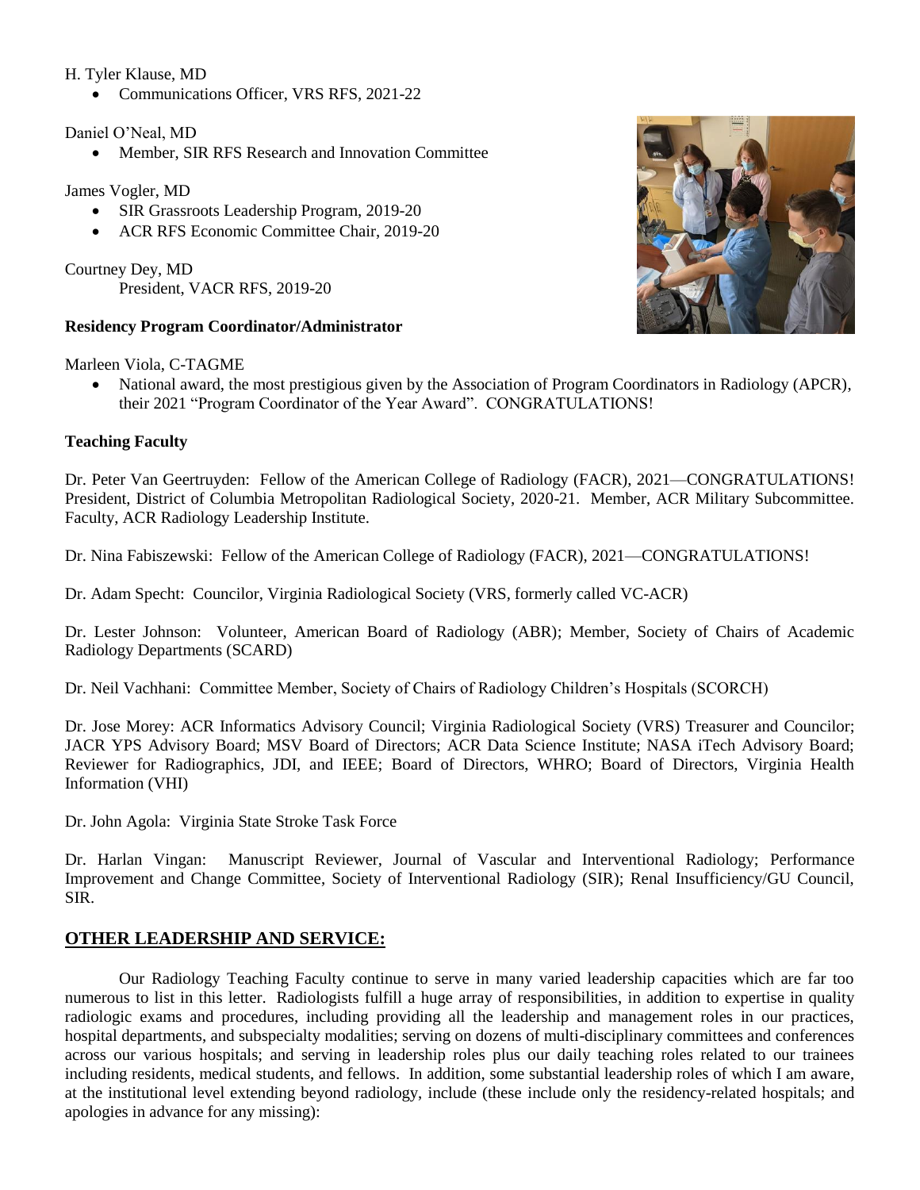H. Tyler Klause, MD

- Communications Officer, VRS RFS, 2021-22

Daniel O'Neal, MD

- Member, SIR RFS Research and Innovation Committee

James Vogler, MD

- SIR Grassroots Leadership Program, 2019-20
- ACR RFS Economic Committee Chair, 2019-20

Courtney Dey, MD

President, VACR RFS, 2019-20

**Residency Program Coordinator/Administrator**

Marleen Viola, C-TAGME

- National award, the most prestigious given by the Association of Program Coordinators in Radiology (APCR), their 2021 "Program Coordinator of the Year Award". CONGRATULATIONS!

**Teaching Faculty**

Dr. Peter Van Geertruyden: Fellow of the American College of Radiology (FACR), 2021—CONGRATULATIONS! President, District of Columbia Metropolitan Radiological Society, 2020-21. Member, ACR Military Subcommittee. Faculty, ACR Radiology Leadership Institute.

Dr. Nina Fabiszewski: Fellow of the American College of Radiology (FACR), 2021—CONGRATULATIONS!

Dr. Adam Specht: Councilor, Virginia Radiological Society (VRS, formerly called VC-ACR)

Dr. Lester Johnson: Volunteer, American Board of Radiology (ABR); Member, Society of Chairs of Academic Radiology Departments (SCARD)

Dr. Neil Vachhani: Committee Member, Society of Chairs of Radiology Children's Hospitals (SCORCH)

Dr. Jose Morey: ACR Informatics Advisory Council; Virginia Radiological Society (VRS) Treasurer and Councilor; JACR YPS Advisory Board; MSV Board of Directors; ACR Data Science Institute; NASA iTech Advisory Board; Reviewer for Radiographics, JDI, and IEEE; Board of Directors, WHRO; Board of Directors, Virginia Health Information (VHI)

Dr. John Agola: Virginia State Stroke Task Force

Dr. Harlan Vingan: Manuscript Reviewer, Journal of Vascular and Interventional Radiology; Performance Improvement and Change Committee, Society of Interventional Radiology (SIR); Renal Insufficiency/GU Council, SIR.

## OTHER LEADERSHIP AND SERVICE:

Our Radiology Teaching Faculty continue to serve in many varied leadership capacities which are far too numerous to list in this letter. Radiologists fulfill a huge array of responsibilities, in addition to expertise in quality radiologic exams and procedures, including providing all the leadership and management roles in our practices, hospital departments, and subspecialty modalities; serving on dozens of multi-disciplinary committees and conferences across our various hospitals; and serving in leadership roles plus our daily teaching roles related to our trainees including residents, medical students, and fellows. In addition, some substantial leadership roles of which I am aware, at the institutional level extending beyond radiology, include (these include only the residency-related hospitals; and apologies in advance for any missing):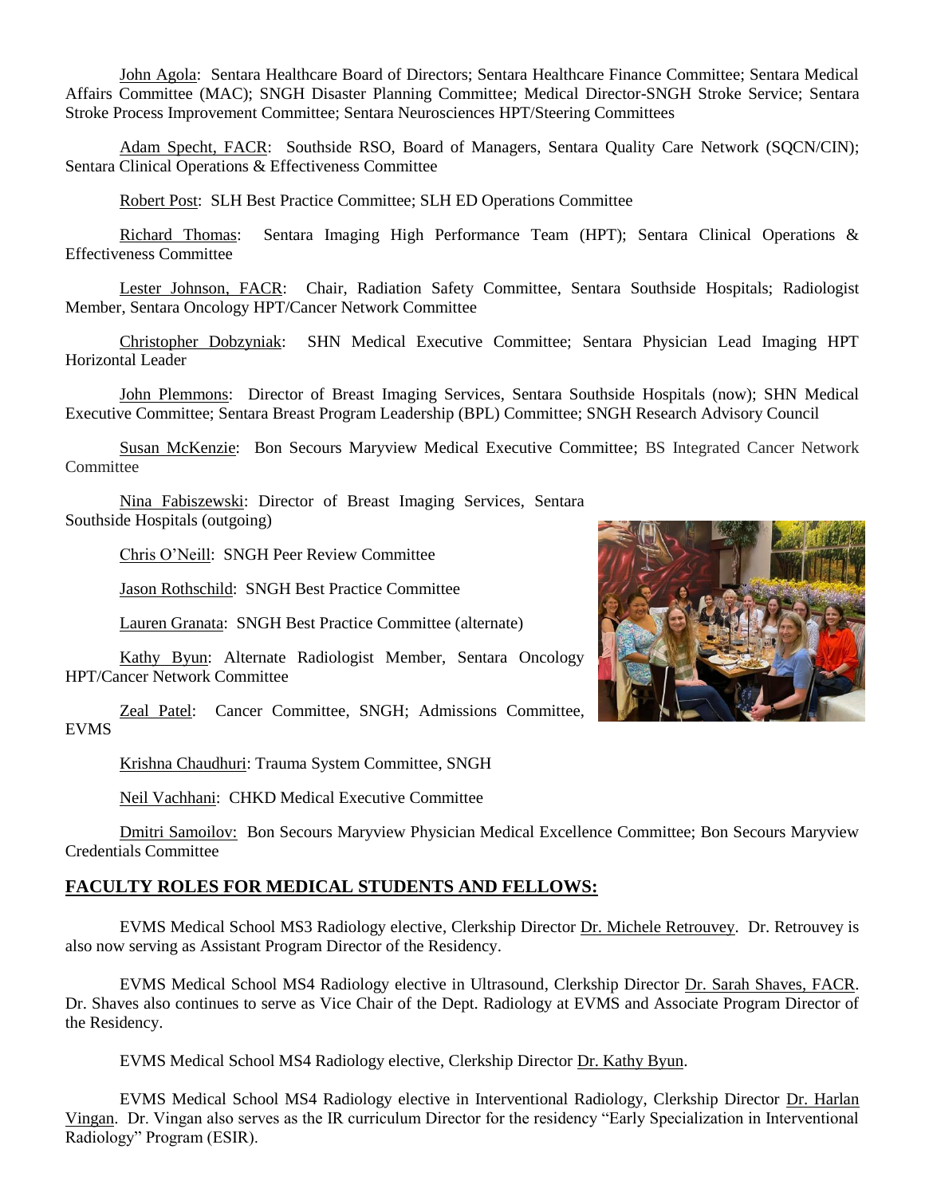John Agola: Sentara Healthcare Board of Directors; Sentara Healthcare Finance Committee; Sentara Medical Affairs Committee (MAC); SNGH Disaster Planning Committee; Medical Director-SNGH Stroke Service; Sentara Stroke Process Improvement Committee; Sentara Neurosciences HPT/Steering Committees

Adam Specht, FACR: Southside RSO, Board of Managers, Sentara Quality Care Network (SQCN/CIN); Sentara Clinical Operations & Effectiveness Committee

Robert Post: SLH Best Practice Committee; SLH ED Operations Committee

Richard Thomas: Sentara Imaging High Performance Team (HPT); Sentara Clinical Operations & Effectiveness Committee

Lester Johnson, FACR: Chair, Radiation Safety Committee, Sentara Southside Hospitals; Radiologist Member, Sentara Oncology HPT/Cancer Network Committee

Christopher Dobzyniak: SHN Medical Executive Committee; Sentara Physician Lead Imaging HPT Horizontal Leader

John Plemmons: Director of Breast Imaging Services, Sentara Southside Hospitals (now); SHN Medical Executive Committee; Sentara Breast Program Leadership (BPL) Committee; SNGH Research Advisory Council

Susan McKenzie: Bon Secours Maryview Medical Executive Committee; BS Integrated Cancer Network Committee

Nina Fabiszewski: Director of Breast Imaging Services, Sentara Southside Hospitals (outgoing)

Chris O'Neill: SNGH Peer Review Committee

Jason Rothschild: SNGH Best Practice Committee

Lauren Granata: SNGH Best Practice Committee (alternate)

Kathy Byun: Alternate Radiologist Member, Sentara Oncology HPT/Cancer Network Committee

Zeal Patel: Cancer Committee, SNGH; Admissions Committee, EVMS

Krishna Chaudhuri: Trauma System Committee, SNGH

Neil Vachhani: CHKD Medical Executive Committee

Dmitri Samoilov: Bon Secours Maryview Physician Medical Excellence Committee; Bon Secours Maryview Credentials Committee

## FACULTY ROLES FOR MEDICAL STUDENTS AND FELLOWS:

EVMS Medical School MS3 Radiology elective, Clerkship Director Dr. Michele Retrouvey. Dr. Retrouvey is also now serving as Assistant Program Director of the Residency.

EVMS Medical School MS4 Radiology elective in Ultrasound, Clerkship Director Dr. Sarah Shaves, FACR. Dr. Shaves also continues to serve as Vice Chair of the Dept. Radiology at EVMS and Associate Program Director of the Residency.

EVMS Medical School MS4 Radiology elective, Clerkship Director Dr. Kathy Byun.

EVMS Medical School MS4 Radiology elective in Interventional Radiology, Clerkship Director Dr. Harlan Vingan. Dr. Vingan also serves as the IR curriculum Director for the residency "Early Specialization in Interventional Radiology" Program (ESIR).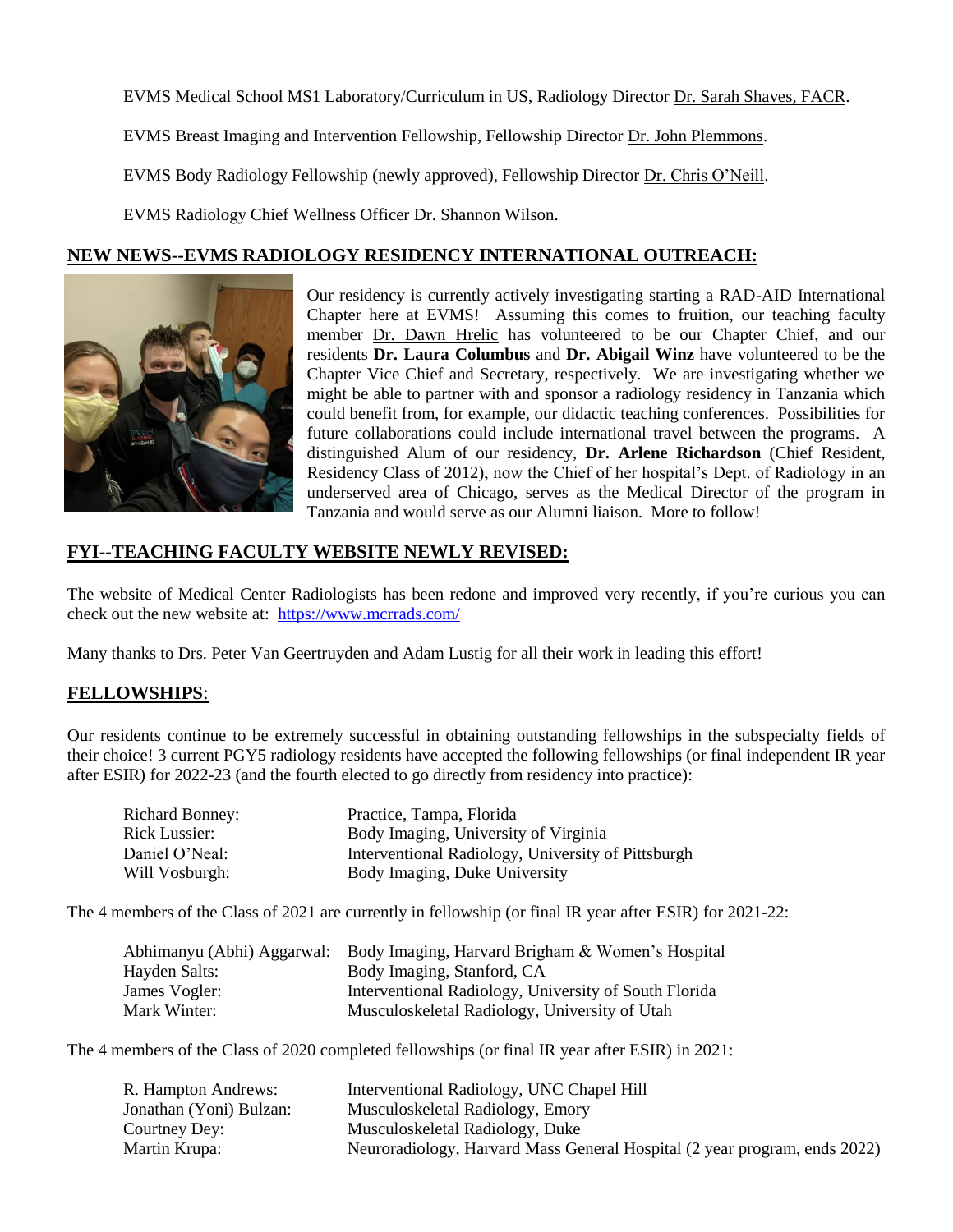EVMS Medical School MS1 Laboratory/Curriculum in US, Radiology Director Dr. Sarah Shaves, FACR.

EVMS Breast Imaging and Intervention Fellowship, Fellowship Director Dr. John Plemmons.

EVMS Body Radiology Fellowship (newly approved), Fellowship Director Dr. Chris O'Neill.

EVMS Radiology Chief Wellness Officer Dr. Shannon Wilson.

## NEW NEWS--EVMS RADIOLOGY RESIDENCY INTERNATIONAL OUTREACH:

Our residency is currently actively investigating starting a RAD-AID International Chapter here at EVMS! Assuming this comes to fruition, our teaching faculty member Dr. Dawn Hrelic has volunteered to be our Chapter Chief, and our residents **Dr. Laura Columbus** and **Dr. Abigail Winz** have volunteered to be the Chapter Vice Chief and Secretary, respectively. We are investigating whether we might be able to partner with and sponsor a radiology residency in Tanzania which could benefit from, for example, our didactic teaching conferences. Possibilities for future collaborations could include international travel between the programs. A distinguished Alum of our residency, **Dr. Arlene Richardson** (Chief Resident, Residency Class of 2012), now the Chief of her hospital's Dept. of Radiology in an underserved area of Chicago, serves as the Medical Director of the program in Tanzania and would serve as our Alumni liaison. More to follow!

## FYI--TEACHING FACULTY WEBSITE NEWLY REVISED:

The website of Medical Center Radiologists has been redone and improved very recently, if you're curious you can check out the new website at: https://www.mcrrads.com/

Many thanks to Drs. Peter Van Geertruyden and Adam Lustig for all their work in leading this effort!

## FELLOWSHIPS:

Our residents continue to be extremely successful in obtaining outstanding fellowships in the subspecialty fields of their choice! 3 current PGY5 radiology residents have accepted the following fellowships (or final independent IR year after ESIR) for 2022-23 (and the fourth elected to go directly from residency into practice):

| | |
|---|---|
| Richard Bonney: | Practice, Tampa, Florida |
| Rick Lussier: | Body Imaging, University of Virginia |
| Daniel O'Neal: | Interventional Radiology, University of Pittsburgh |
| Will Vosburgh: | Body Imaging, Duke University |

The 4 members of the Class of 2021 are currently in fellowship (or final IR year after ESIR) for 2021-22:

| | |
|---|---|
| Abhimanyu (Abhi) Aggarwal: | Body Imaging, Harvard Brigham & Women's Hospital |
| Hayden Salts: | Body Imaging, Stanford, CA |
| James Vogler: | Interventional Radiology, University of South Florida |
| Mark Winter: | Musculoskeletal Radiology, University of Utah |

The 4 members of the Class of 2020 completed fellowships (or final IR year after ESIR) in 2021:

| | |
|---|---|
| R. Hampton Andrews: | Interventional Radiology, UNC Chapel Hill |
| Jonathan (Yoni) Bulzan: | Musculoskeletal Radiology, Emory |
| Courtney Dey: | Musculoskeletal Radiology, Duke |
| Martin Krupa: | Neuroradiology, Harvard Mass General Hospital (2 year program, ends 2022) |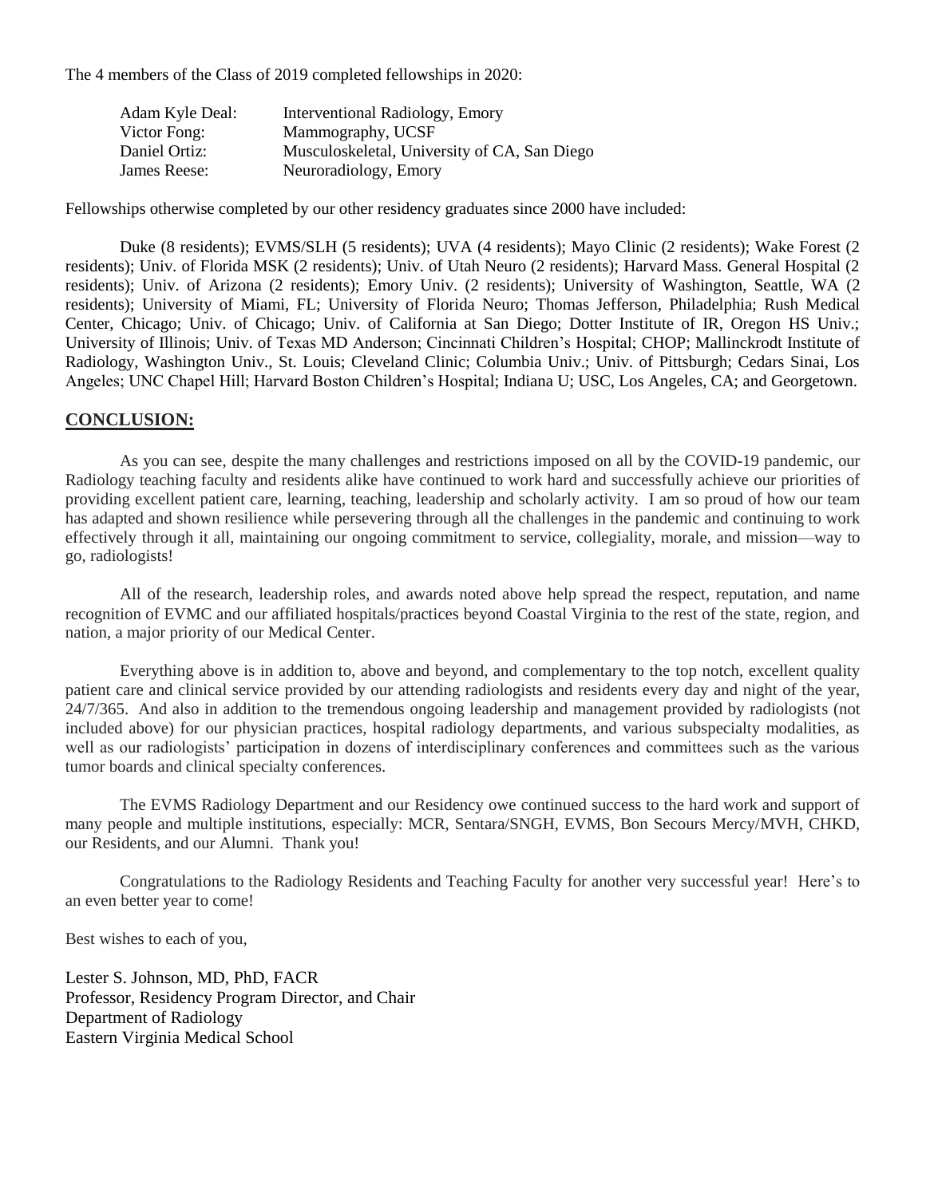The 4 members of the Class of 2019 completed fellowships in 2020:

| | |
|---|---|
| Adam Kyle Deal: | Interventional Radiology, Emory |
| Victor Fong: | Mammography, UCSF |
| Daniel Ortiz: | Musculoskeletal, University of CA, San Diego |
| James Reese: | Neuroradiology, Emory |

Fellowships otherwise completed by our other residency graduates since 2000 have included:

Duke (8 residents); EVMS/SLH (5 residents); UVA (4 residents); Mayo Clinic (2 residents); Wake Forest (2 residents); Univ. of Florida MSK (2 residents); Univ. of Utah Neuro (2 residents); Harvard Mass. General Hospital (2 residents); Univ. of Arizona (2 residents); Emory Univ. (2 residents); University of Washington, Seattle, WA (2 residents); University of Miami, FL; University of Florida Neuro; Thomas Jefferson, Philadelphia; Rush Medical Center, Chicago; Univ. of Chicago; Univ. of California at San Diego; Dotter Institute of IR, Oregon HS Univ.; University of Illinois; Univ. of Texas MD Anderson; Cincinnati Children's Hospital; CHOP; Mallinckrodt Institute of Radiology, Washington Univ., St. Louis; Cleveland Clinic; Columbia Univ.; Univ. of Pittsburgh; Cedars Sinai, Los Angeles; UNC Chapel Hill; Harvard Boston Children's Hospital; Indiana U; USC, Los Angeles, CA; and Georgetown.

## CONCLUSION:

As you can see, despite the many challenges and restrictions imposed on all by the COVID-19 pandemic, our Radiology teaching faculty and residents alike have continued to work hard and successfully achieve our priorities of providing excellent patient care, learning, teaching, leadership and scholarly activity. I am so proud of how our team has adapted and shown resilience while persevering through all the challenges in the pandemic and continuing to work effectively through it all, maintaining our ongoing commitment to service, collegiality, morale, and mission—way to go, radiologists!

All of the research, leadership roles, and awards noted above help spread the respect, reputation, and name recognition of EVMC and our affiliated hospitals/practices beyond Coastal Virginia to the rest of the state, region, and nation, a major priority of our Medical Center.

Everything above is in addition to, above and beyond, and complementary to the top notch, excellent quality patient care and clinical service provided by our attending radiologists and residents every day and night of the year, 24/7/365. And also in addition to the tremendous ongoing leadership and management provided by radiologists (not included above) for our physician practices, hospital radiology departments, and various subspecialty modalities, as well as our radiologists' participation in dozens of interdisciplinary conferences and committees such as the various tumor boards and clinical specialty conferences.

The EVMS Radiology Department and our Residency owe continued success to the hard work and support of many people and multiple institutions, especially: MCR, Sentara/SNGH, EVMS, Bon Secours Mercy/MVH, CHKD, our Residents, and our Alumni. Thank you!

Congratulations to the Radiology Residents and Teaching Faculty for another very successful year! Here's to an even better year to come!

Best wishes to each of you,

Lester S. Johnson, MD, PhD, FACR
Professor, Residency Program Director, and Chair
Department of Radiology
Eastern Virginia Medical School